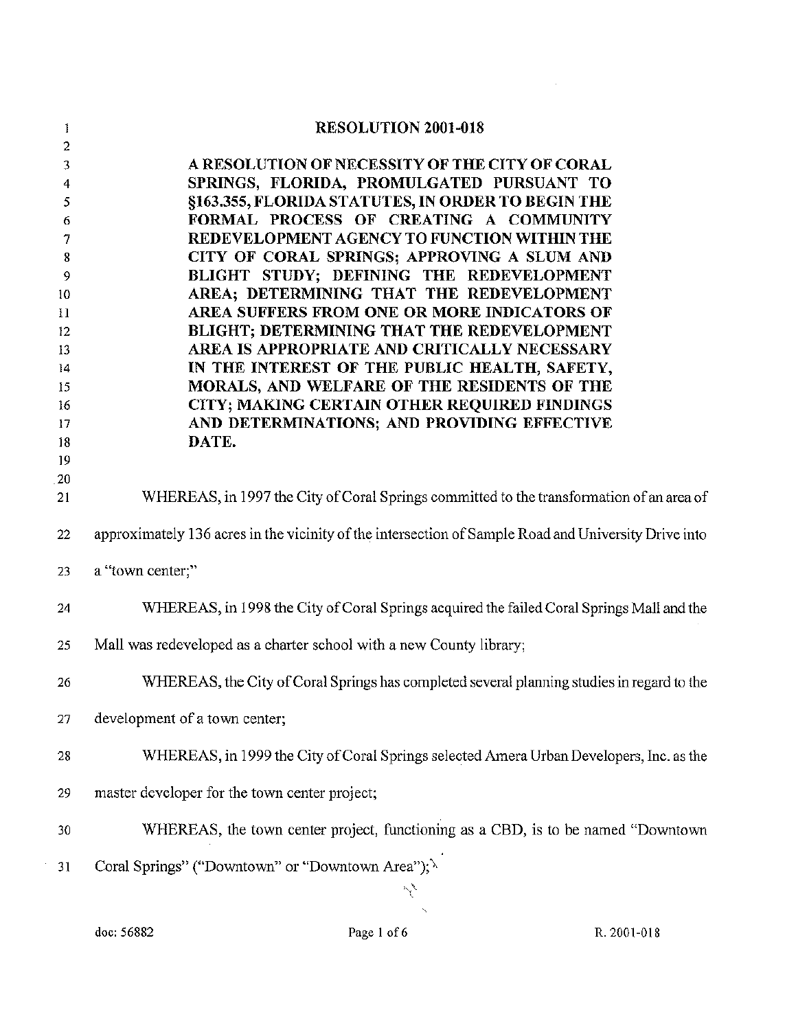# RESOLUTION 2001-018

**A RESOLUTION OF NECESSITY OF THE CITY OF CORAL SPRINGS, FLORIDA, PROMULGATED PURSUANT TO §163.355, FLORIDA STATUTES, IN ORDER TO BEGIN THE FORMAL PROCESS OF CREATING A COMMUNITY REDEVELOPMENT AGENCY TO FUNCTION WITHIN THE CITY OF CORAL SPRINGS; APPROVING A SLUM AND BLIGHT STUDY; DEFINING THE REDEVELOPMENT AREA; DETERMINING THAT THE REDEVELOPMENT AREA SUFFERS FROM ONE OR MORE INDICATORS OF BLIGHT; DETERMINING THAT THE REDEVELOPMENT AREA IS APPROPRIATE AND CRITICALLY NECESSARY IN THE INTEREST OF THE PUBLIC HEALTH, SAFETY, MORALS, AND WELFARE OF THE RESIDENTS OF THE CITY; MAKING CERTAIN OTHER REQUIRED FINDINGS AND DETERMINATIONS; AND PROVIDING EFFECTIVE DATE.**

WHEREAS, in 1997 the City of Coral Springs committed to the transformation of an area of approximately 136 acres in the vicinity of the intersection of Sample Road and University Drive into a "town center;"

WHEREAS, in 1998 the City of Coral Springs acquired the failed Coral Springs Mall and the Mall was redeveloped as a charter school with a new County library;

WHEREAS, the City of Coral Springs has completed several planning studies in regard to the development of a town center;

WHEREAS, in 1999 the City of Coral Springs selected Amera Urban Developers, Inc. as the master developer for the town center project;

WHEREAS, the town center project, functioning as a CBD, is to be named "Downtown Coral Springs" ("Downtown" or "Downtown Area");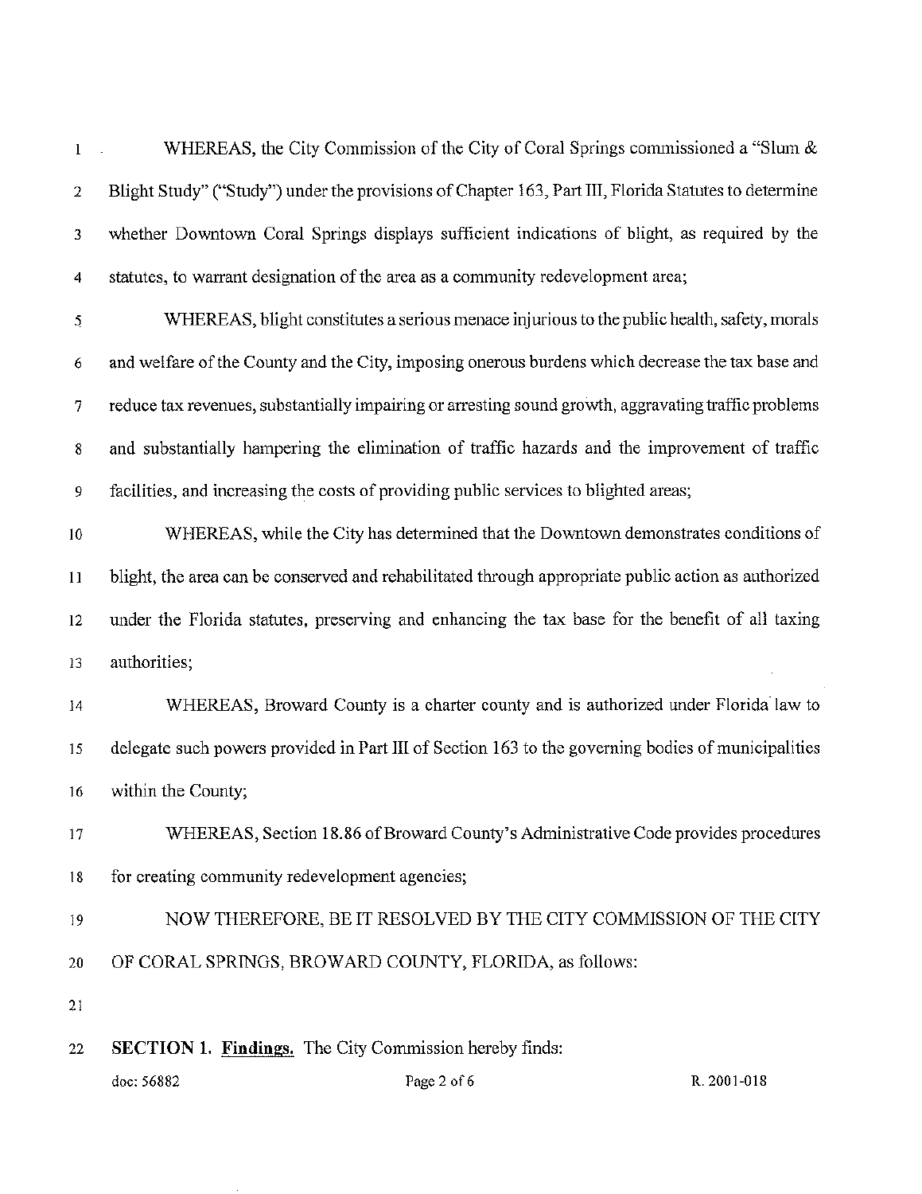WHEREAS, the City Commission of the City of Coral Springs commissioned a "Slum & Blight Study" ("Study") under the provisions of Chapter 163, Part III, Florida Statutes to determine whether Downtown Coral Springs displays sufficient indications of blight, as required by the statutes, to warrant designation of the area as a community redevelopment area;

WHEREAS, blight constitutes a serious menace injurious to the public health, safety, morals and welfare of the County and the City, imposing onerous burdens which decrease the tax base and reduce tax revenues, substantially impairing or arresting sound growth, aggravating traffic problems and substantially hampering the elimination of traffic hazards and the improvement of traffic facilities, and increasing the costs of providing public services to blighted areas;

WHEREAS, while the City has determined that the Downtown demonstrates conditions of blight, the area can be conserved and rehabilitated through appropriate public action as authorized under the Florida statutes, preserving and enhancing the tax base for the benefit of all taxing authorities;

WHEREAS, Broward County is a charter county and is authorized under Florida law to delegate such powers provided in Part III of Section 163 to the governing bodies of municipalities within the County;

WHEREAS, Section 18.86 of Broward County's Administrative Code provides procedures for creating community redevelopment agencies;

NOW THEREFORE, BE IT RESOLVED BY THE CITY COMMISSION OF THE CITY OF CORAL SPRINGS, BROWARD COUNTY, FLORIDA, as follows:

**SECTION 1. Findings.** The City Commission hereby finds:

doc: 56882 R. 2001-018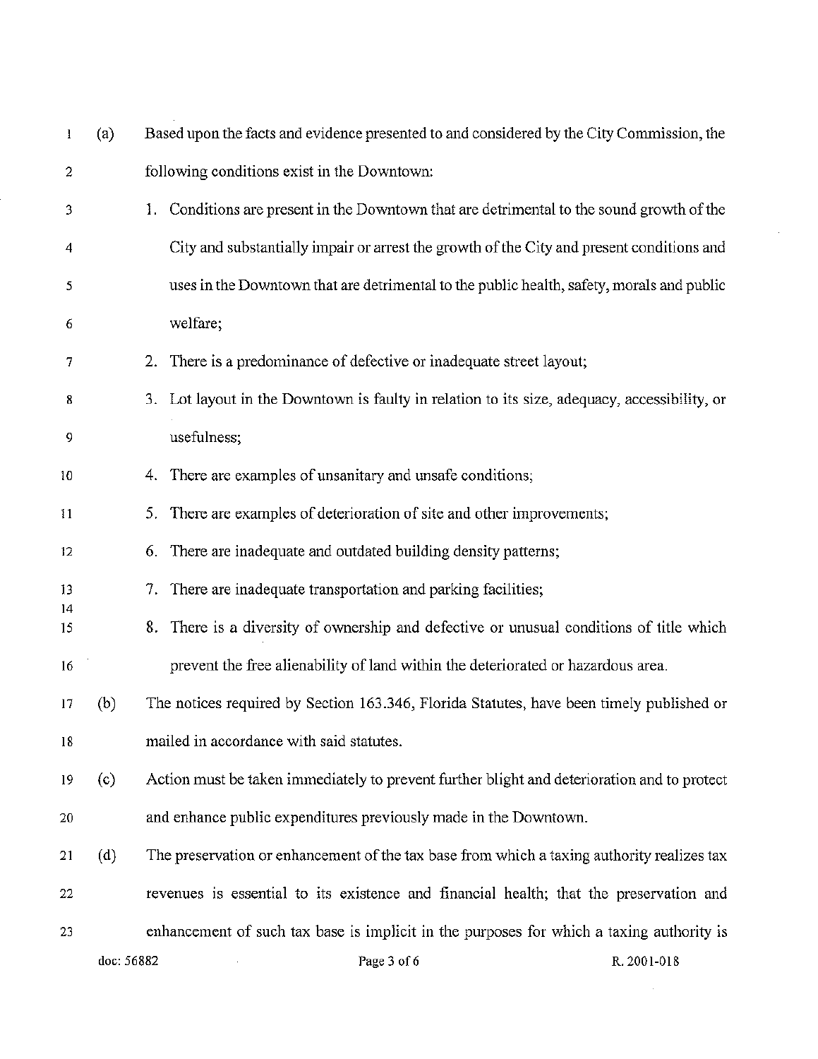(a) Based upon the facts and evidence presented to and considered by the City Commission, the following conditions exist in the Downtown:

1. Conditions are present in the Downtown that are detrimental to the sound growth of the City and substantially impair or arrest the growth of the City and present conditions and uses in the Downtown that are detrimental to the public health, safety, morals and public welfare;
2. There is a predominance of defective or inadequate street layout;
3. Lot layout in the Downtown is faulty in relation to its size, adequacy, accessibility, or usefulness;
4. There are examples of unsanitary and unsafe conditions;
5. There are examples of deterioration of site and other improvements;
6. There are inadequate and outdated building density patterns;
7. There are inadequate transportation and parking facilities;
8. There is a diversity of ownership and defective or unusual conditions of title which prevent the free alienability of land within the deteriorated or hazardous area.

(b) The notices required by Section 163.346, Florida Statutes, have been timely published or mailed in accordance with said statutes.

(c) Action must be taken immediately to prevent further blight and deterioration and to protect and enhance public expenditures previously made in the Downtown.

(d) The preservation or enhancement of the tax base from which a taxing authority realizes tax revenues is essential to its existence and financial health; that the preservation and enhancement of such tax base is implicit in the purposes for which a taxing authority is

doc: 56882 R. 2001-018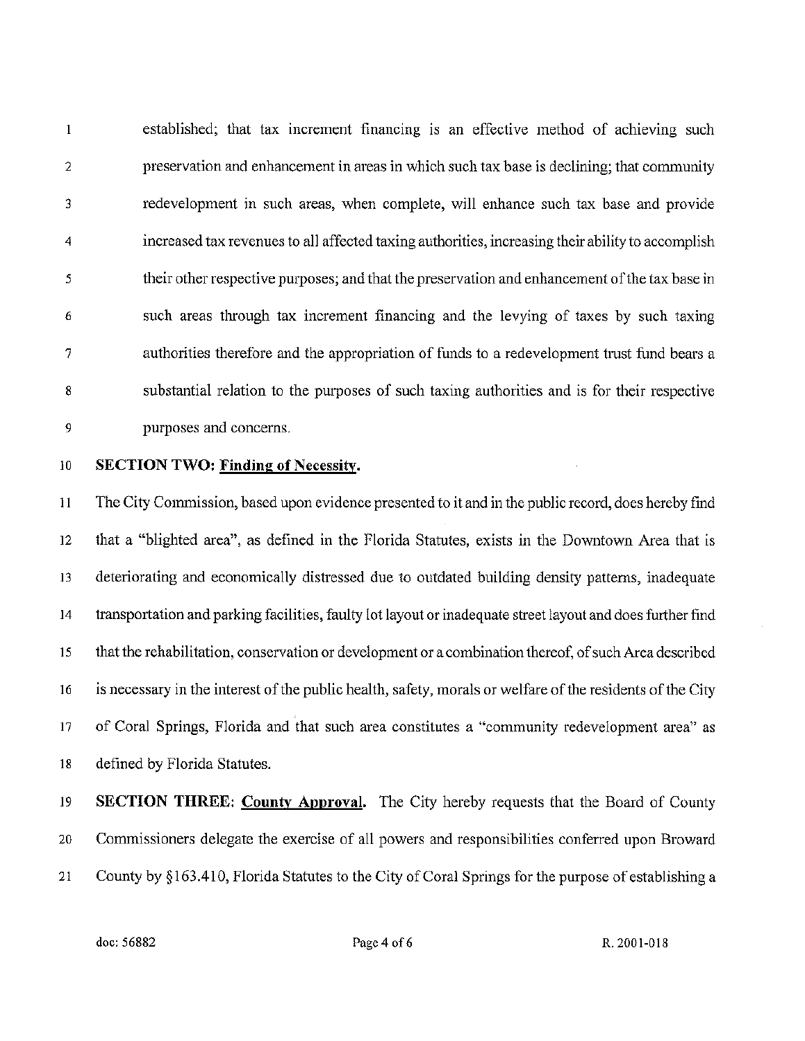established; that tax increment financing is an effective method of achieving such preservation and enhancement in areas in which such tax base is declining; that community redevelopment in such areas, when complete, will enhance such tax base and provide increased tax revenues to all affected taxing authorities, increasing their ability to accomplish their other respective purposes; and that the preservation and enhancement of the tax base in such areas through tax increment financing and the levying of taxes by such taxing authorities therefore and the appropriation of funds to a redevelopment trust fund bears a substantial relation to the purposes of such taxing authorities and is for their respective purposes and concerns.

**SECTION TWO: Finding of Necessity.**

The City Commission, based upon evidence presented to it and in the public record, does hereby find that a "blighted area", as defined in the Florida Statutes, exists in the Downtown Area that is deteriorating and economically distressed due to outdated building density patterns, inadequate transportation and parking facilities, faulty lot layout or inadequate street layout and does further find that the rehabilitation, conservation or development or a combination thereof, of such Area described is necessary in the interest of the public health, safety, morals or welfare of the residents of the City of Coral Springs, Florida and that such area constitutes a "community redevelopment area" as defined by Florida Statutes.

**SECTION THREE: County Approval.** The City hereby requests that the Board of County Commissioners delegate the exercise of all powers and responsibilities conferred upon Broward County by §163.410, Florida Statutes to the City of Coral Springs for the purpose of establishing a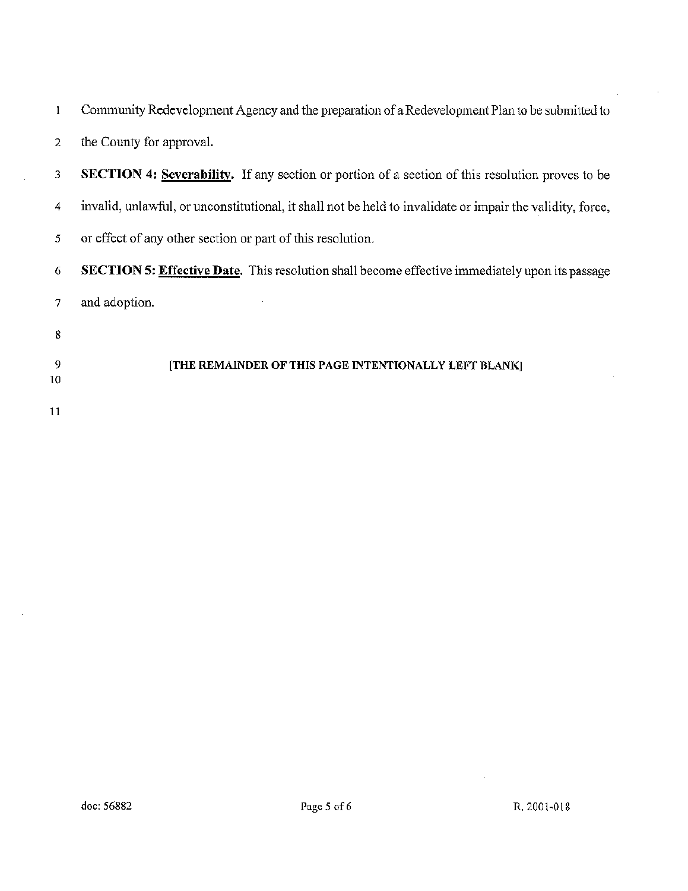Community Redevelopment Agency and the preparation of a Redevelopment Plan to be submitted to the County for approval.

**SECTION 4: <u>Severability</u>.** If any section or portion of a section of this resolution proves to be invalid, unlawful, or unconstitutional, it shall not be held to invalidate or impair the validity, force, or effect of any other section or part of this resolution.

**SECTION 5: <u>Effective Date</u>.** This resolution shall become effective immediately upon its passage and adoption.

**[THE REMAINDER OF THIS PAGE INTENTIONALLY LEFT BLANK]**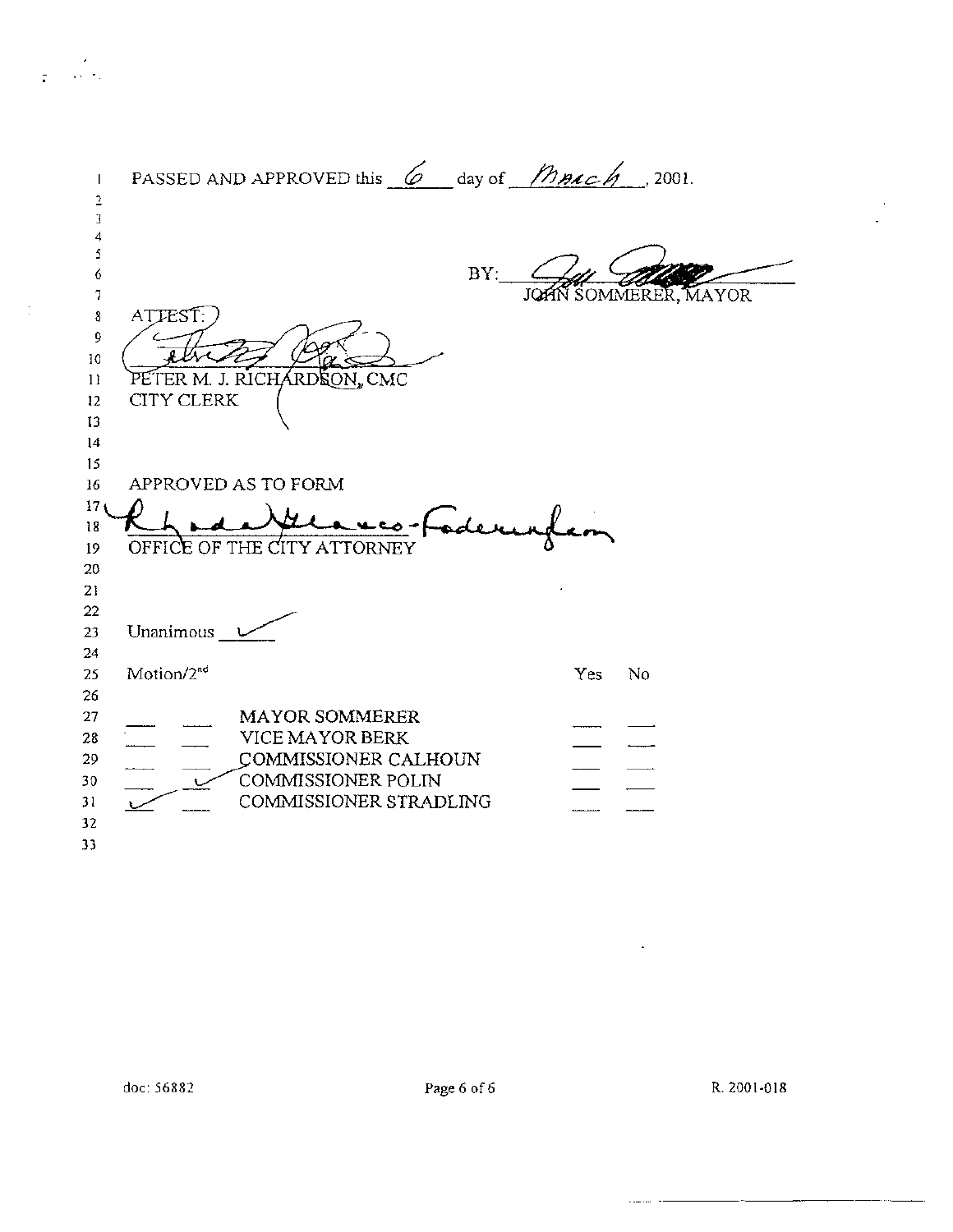PASSED AND APPROVED this 6 day of March, 2001.

BY: ______________________
JOHN SOMMERER, MAYOR

ATTEST:

______________________
PETER M. J. RICHARDSON, CMC
CITY CLERK

APPROVED AS TO FORM

Rhoda Glasco-Foderingham
OFFICE OF THE CITY ATTORNEY

Unanimous ✓

| Motion | 2nd | | Yes | No |
|---|---|---|---|---|
| | | MAYOR SOMMERER | | |
| | | VICE MAYOR BERK | | |
| | | COMMISSIONER CALHOUN | | |
| | ✓ | COMMISSIONER POLIN | | |
| ✓ | | COMMISSIONER STRADLING | | |

doc: 56882

R. 2001-018